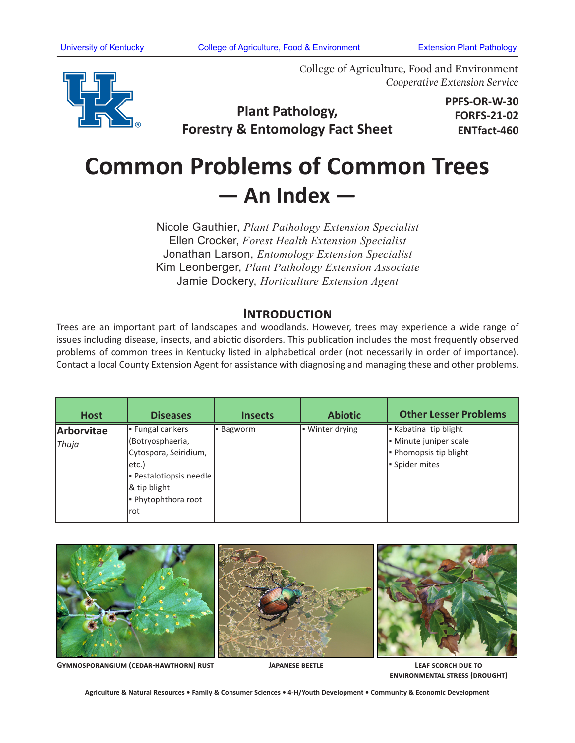University of Kentucky | College of Agriculture, Food & Environment | Extension Plant Pathology

College of Agriculture, Food and Environment
*Cooperative Extension Service*

**Plant Pathology, Forestry & Entomology Fact Sheet**

**PPFS-OR-W-30**
**FORFS-21-02**
**ENTfact-460**

# Common Problems of Common Trees — An Index —

Nicole Gauthier, *Plant Pathology Extension Specialist*
Ellen Crocker, *Forest Health Extension Specialist*
Jonathan Larson, *Entomology Extension Specialist*
Kim Leonberger, *Plant Pathology Extension Associate*
Jamie Dockery, *Horticulture Extension Agent*

## Introduction

Trees are an important part of landscapes and woodlands. However, trees may experience a wide range of issues including disease, insects, and abiotic disorders. This publication includes the most frequently observed problems of common trees in Kentucky listed in alphabetical order (not necessarily in order of importance). Contact a local County Extension Agent for assistance with diagnosing and managing these and other problems.

| Host | Diseases | Insects | Abiotic | Other Lesser Problems |
|---|---|---|---|---|
| **Arborvitae** *Thuja* | ▪ Fungal cankers (Botryosphaeria, Cytospora, Seiridium, etc.) ▪ Pestalotiopsis needle & tip blight ▪ Phytophthora root rot | ▪ Bagworm | ▪ Winter drying | ▪ Kabatina tip blight ▪ Minute juniper scale ▪ Phomopsis tip blight ▪ Spider mites |

Gymnosporangium (cedar-hawthorn) rust

Japanese beetle

Leaf scorch due to environmental stress (drought)

Agriculture & Natural Resources • Family & Consumer Sciences • 4-H/Youth Development • Community & Economic Development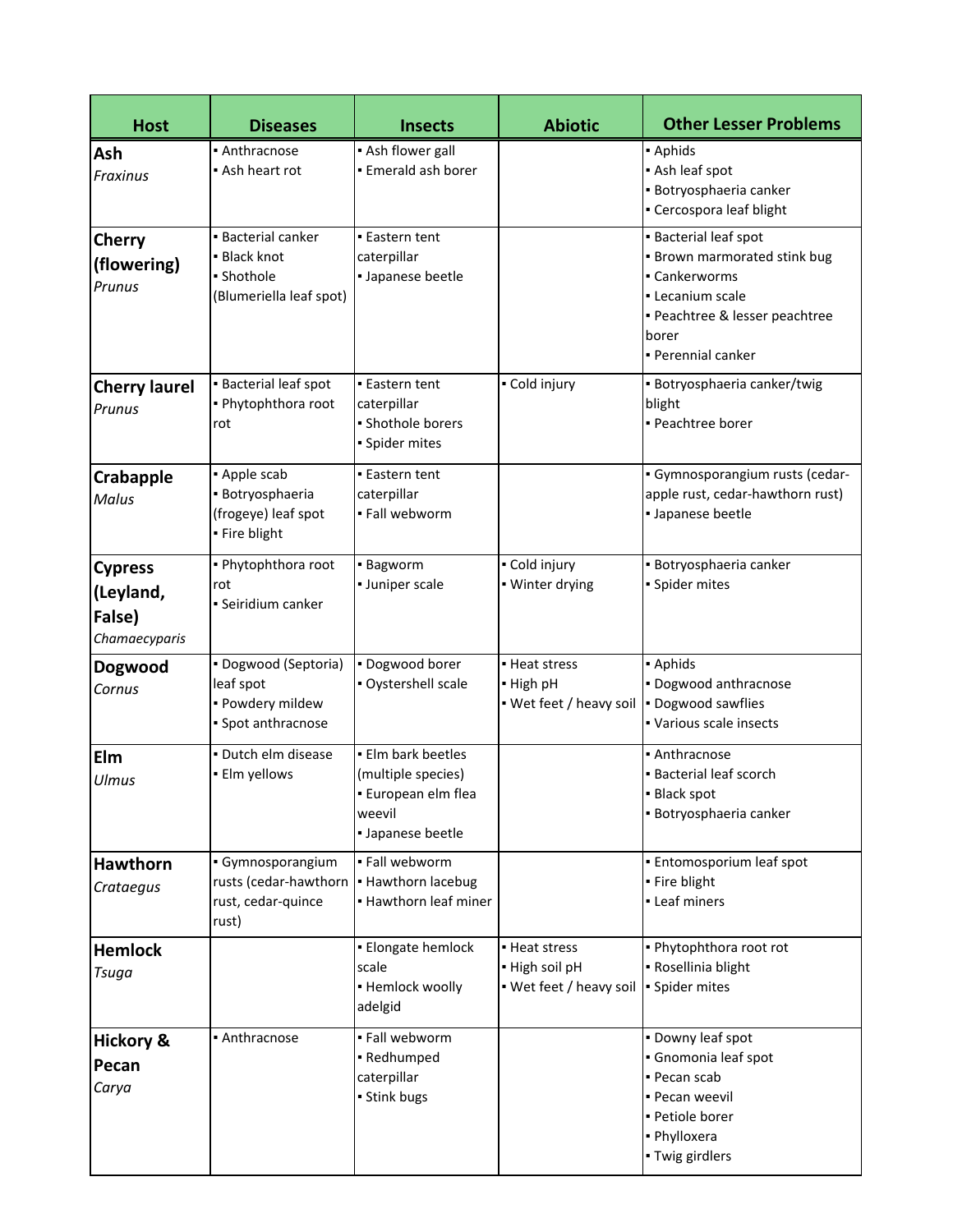| Host | Diseases | Insects | Abiotic | Other Lesser Problems |
|---|---|---|---|---|
| **Ash** *Fraxinus* | ▪ Anthracnose<br>▪ Ash heart rot | ▪ Ash flower gall<br>▪ Emerald ash borer | | ▪ Aphids<br>▪ Ash leaf spot<br>▪ Botryosphaeria canker<br>▪ Cercospora leaf blight |
| **Cherry (flowering)** *Prunus* | ▪ Bacterial canker<br>▪ Black knot<br>▪ Shothole (Blumeriella leaf spot) | ▪ Eastern tent caterpillar<br>▪ Japanese beetle | | ▪ Bacterial leaf spot<br>▪ Brown marmorated stink bug<br>▪ Cankerworms<br>▪ Lecanium scale<br>▪ Peachtree & lesser peachtree borer<br>▪ Perennial canker |
| **Cherry laurel** *Prunus* | ▪ Bacterial leaf spot<br>▪ Phytophthora root rot | ▪ Eastern tent caterpillar<br>▪ Shothole borers<br>▪ Spider mites | ▪ Cold injury | ▪ Botryosphaeria canker/twig blight<br>▪ Peachtree borer |
| **Crabapple** *Malus* | ▪ Apple scab<br>▪ Botryosphaeria (frogeye) leaf spot<br>▪ Fire blight | ▪ Eastern tent caterpillar<br>▪ Fall webworm | | ▪ Gymnosporangium rusts (cedar-apple rust, cedar-hawthorn rust)<br>▪ Japanese beetle |
| **Cypress (Leyland, False)** *Chamaecyparis* | ▪ Phytophthora root rot<br>▪ Seiridium canker | ▪ Bagworm<br>▪ Juniper scale | ▪ Cold injury<br>▪ Winter drying | ▪ Botryosphaeria canker<br>▪ Spider mites |
| **Dogwood** *Cornus* | ▪ Dogwood (Septoria) leaf spot<br>▪ Powdery mildew<br>▪ Spot anthracnose | ▪ Dogwood borer<br>▪ Oystershell scale | ▪ Heat stress<br>▪ High pH<br>▪ Wet feet / heavy soil | ▪ Aphids<br>▪ Dogwood anthracnose<br>▪ Dogwood sawflies<br>▪ Various scale insects |
| **Elm** *Ulmus* | ▪ Dutch elm disease<br>▪ Elm yellows | ▪ Elm bark beetles (multiple species)<br>▪ European elm flea weevil<br>▪ Japanese beetle | | ▪ Anthracnose<br>▪ Bacterial leaf scorch<br>▪ Black spot<br>▪ Botryosphaeria canker |
| **Hawthorn** *Crataegus* | ▪ Gymnosporangium rusts (cedar-hawthorn rust, cedar-quince rust) | ▪ Fall webworm<br>▪ Hawthorn lacebug<br>▪ Hawthorn leaf miner | | ▪ Entomosporium leaf spot<br>▪ Fire blight<br>▪ Leaf miners |
| **Hemlock** *Tsuga* | | ▪ Elongate hemlock scale<br>▪ Hemlock woolly adelgid | ▪ Heat stress<br>▪ High soil pH<br>▪ Wet feet / heavy soil | ▪ Phytophthora root rot<br>▪ Rosellinia blight<br>▪ Spider mites |
| **Hickory & Pecan** *Carya* | ▪ Anthracnose | ▪ Fall webworm<br>▪ Redhumped caterpillar<br>▪ Stink bugs | | ▪ Downy leaf spot<br>▪ Gnomonia leaf spot<br>▪ Pecan scab<br>▪ Pecan weevil<br>▪ Petiole borer<br>▪ Phylloxera<br>▪ Twig girdlers |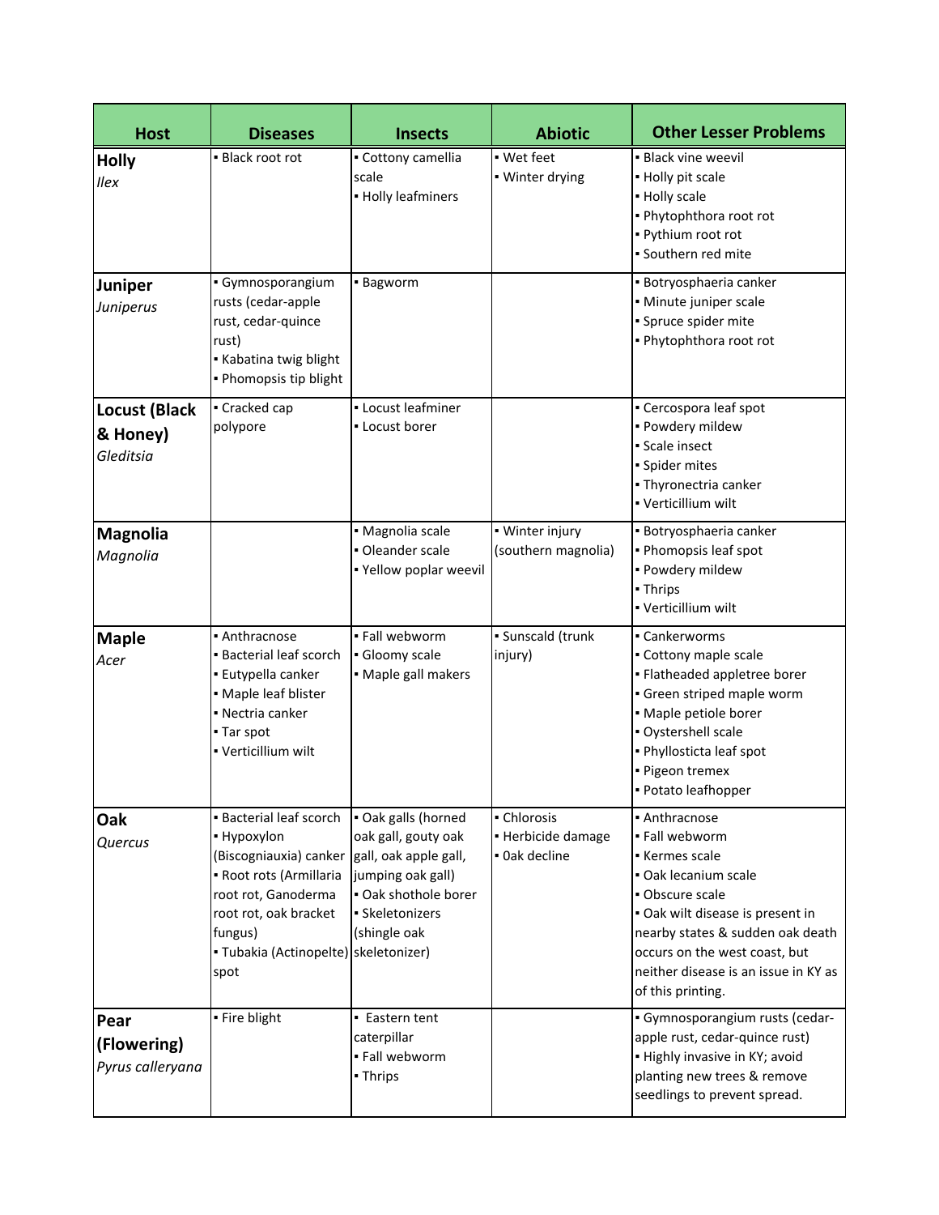| Host | Diseases | Insects | Abiotic | Other Lesser Problems |
|---|---|---|---|---|
| **Holly** *Ilex* | ▪ Black root rot | ▪ Cottony camellia scale<br>▪ Holly leafminers | ▪ Wet feet<br>▪ Winter drying | ▪ Black vine weevil<br>▪ Holly pit scale<br>▪ Holly scale<br>▪ Phytophthora root rot<br>▪ Pythium root rot<br>▪ Southern red mite |
| **Juniper** *Juniperus* | ▪ Gymnosporangium rusts (cedar-apple rust, cedar-quince rust)<br>▪ Kabatina twig blight<br>▪ Phomopsis tip blight | ▪ Bagworm | | ▪ Botryosphaeria canker<br>▪ Minute juniper scale<br>▪ Spruce spider mite<br>▪ Phytophthora root rot |
| **Locust (Black & Honey)** *Gleditsia* | ▪ Cracked cap polypore | ▪ Locust leafminer<br>▪ Locust borer | | ▪ Cercospora leaf spot<br>▪ Powdery mildew<br>▪ Scale insect<br>▪ Spider mites<br>▪ Thyronectria canker<br>▪ Verticillium wilt |
| **Magnolia** *Magnolia* | | ▪ Magnolia scale<br>▪ Oleander scale<br>▪ Yellow poplar weevil | ▪ Winter injury (southern magnolia) | ▪ Botryosphaeria canker<br>▪ Phomopsis leaf spot<br>▪ Powdery mildew<br>▪ Thrips<br>▪ Verticillium wilt |
| **Maple** *Acer* | ▪ Anthracnose<br>▪ Bacterial leaf scorch<br>▪ Eutypella canker<br>▪ Maple leaf blister<br>▪ Nectria canker<br>▪ Tar spot<br>▪ Verticillium wilt | ▪ Fall webworm<br>▪ Gloomy scale<br>▪ Maple gall makers | ▪ Sunscald (trunk injury) | ▪ Cankerworms<br>▪ Cottony maple scale<br>▪ Flatheaded appletree borer<br>▪ Green striped maple worm<br>▪ Maple petiole borer<br>▪ Oystershell scale<br>▪ Phyllosticta leaf spot<br>▪ Pigeon tremex<br>▪ Potato leafhopper |
| **Oak** *Quercus* | ▪ Bacterial leaf scorch<br>▪ Hypoxylon (Biscogniauxia) canker<br>▪ Root rots (Armillaria root rot, Ganoderma root rot, oak bracket fungus)<br>▪ Tubakia (Actinopelte) spot | ▪ Oak galls (horned oak gall, gouty oak gall, oak apple gall, jumping oak gall)<br>▪ Oak shothole borer<br>▪ Skeletonizers (shingle oak skeletonizer) | ▪ Chlorosis<br>▪ Herbicide damage<br>▪ Oak decline | ▪ Anthracnose<br>▪ Fall webworm<br>▪ Kermes scale<br>▪ Oak lecanium scale<br>▪ Obscure scale<br>▪ Oak wilt disease is present in nearby states & sudden oak death occurs on the west coast, but neither disease is an issue in KY as of this printing. |
| **Pear (Flowering)** *Pyrus calleryana* | ▪ Fire blight | ▪ Eastern tent caterpillar<br>▪ Fall webworm<br>▪ Thrips | | ▪ Gymnosporangium rusts (cedar-apple rust, cedar-quince rust)<br>▪ Highly invasive in KY; avoid planting new trees & remove seedlings to prevent spread. |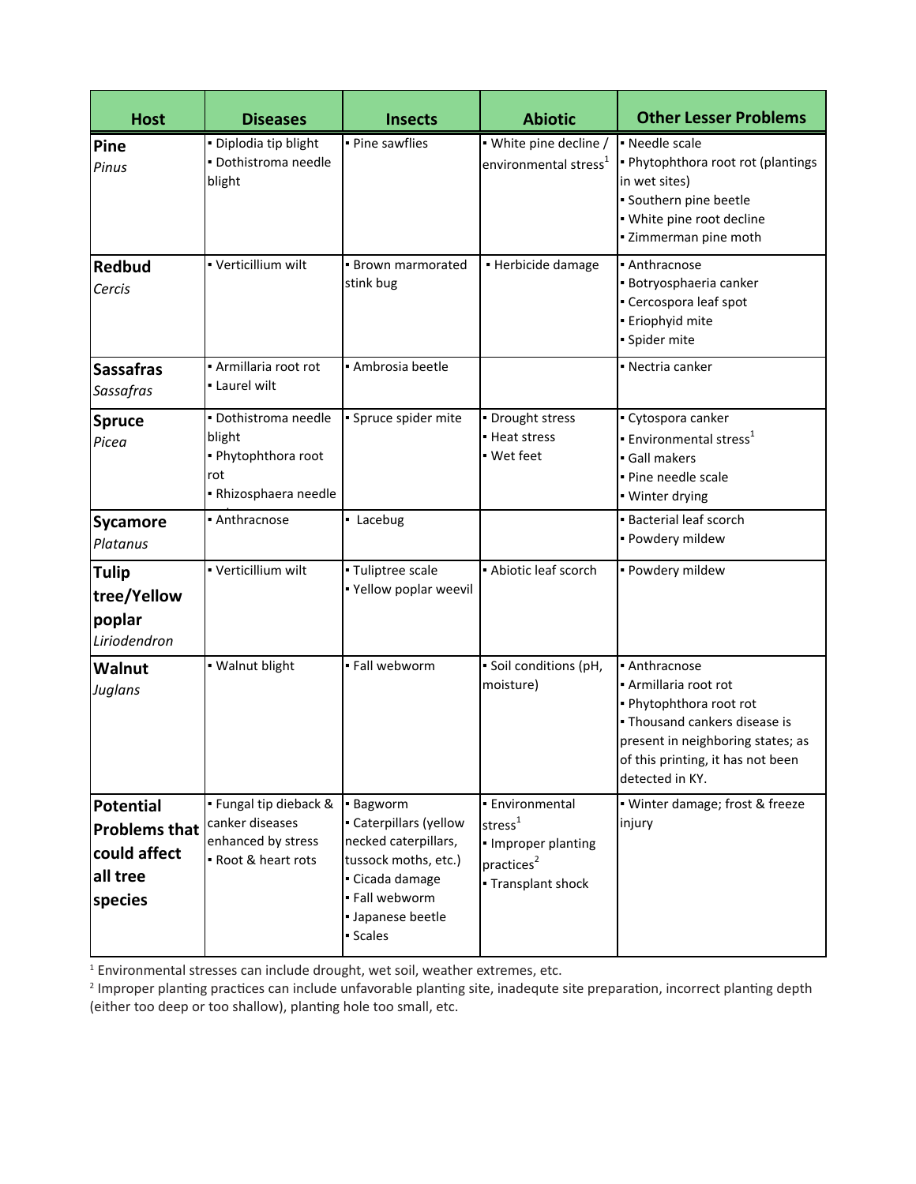| Host | Diseases | Insects | Abiotic | Other Lesser Problems |
|---|---|---|---|---|
| **Pine** *Pinus* | ▪ Diplodia tip blight<br>▪ Dothistroma needle blight | ▪ Pine sawflies | ▪ White pine decline / environmental stress[1] | ▪ Needle scale<br>▪ Phytophthora root rot (plantings in wet sites)<br>▪ Southern pine beetle<br>▪ White pine root decline<br>▪ Zimmerman pine moth |
| **Redbud** *Cercis* | ▪ Verticillium wilt | ▪ Brown marmorated stink bug | ▪ Herbicide damage | ▪ Anthracnose<br>▪ Botryosphaeria canker<br>▪ Cercospora leaf spot<br>▪ Eriophyid mite<br>▪ Spider mite |
| **Sassafras** *Sassafras* | ▪ Armillaria root rot<br>▪ Laurel wilt | ▪ Ambrosia beetle | | ▪ Nectria canker |
| **Spruce** *Picea* | ▪ Dothistroma needle blight<br>▪ Phytophthora root rot<br>▪ Rhizosphaera needle | ▪ Spruce spider mite | ▪ Drought stress<br>▪ Heat stress<br>▪ Wet feet | ▪ Cytospora canker<br>▪ Environmental stress[1]<br>▪ Gall makers<br>▪ Pine needle scale<br>▪ Winter drying |
| **Sycamore** *Platanus* | ▪ Anthracnose | ▪ Lacebug | | ▪ Bacterial leaf scorch<br>▪ Powdery mildew |
| **Tulip tree/Yellow poplar** *Liriodendron* | ▪ Verticillium wilt | ▪ Tuliptree scale<br>▪ Yellow poplar weevil | ▪ Abiotic leaf scorch | ▪ Powdery mildew |
| **Walnut** *Juglans* | ▪ Walnut blight | ▪ Fall webworm | ▪ Soil conditions (pH, moisture) | ▪ Anthracnose<br>▪ Armillaria root rot<br>▪ Phytophthora root rot<br>▪ Thousand cankers disease is present in neighboring states; as of this printing, it has not been detected in KY. |
| **Potential Problems that could affect all tree species** | ▪ Fungal tip dieback & canker diseases enhanced by stress<br>▪ Root & heart rots | ▪ Bagworm<br>▪ Caterpillars (yellow necked caterpillars, tussock moths, etc.)<br>▪ Cicada damage<br>▪ Fall webworm<br>▪ Japanese beetle<br>▪ Scales | ▪ Environmental stress[1]<br>▪ Improper planting practices[2]<br>▪ Transplant shock | ▪ Winter damage; frost & freeze injury |

[1] Environmental stresses can include drought, wet soil, weather extremes, etc.

[2] Improper planting practices can include unfavorable planting site, inadequte site preparation, incorrect planting depth (either too deep or too shallow), planting hole too small, etc.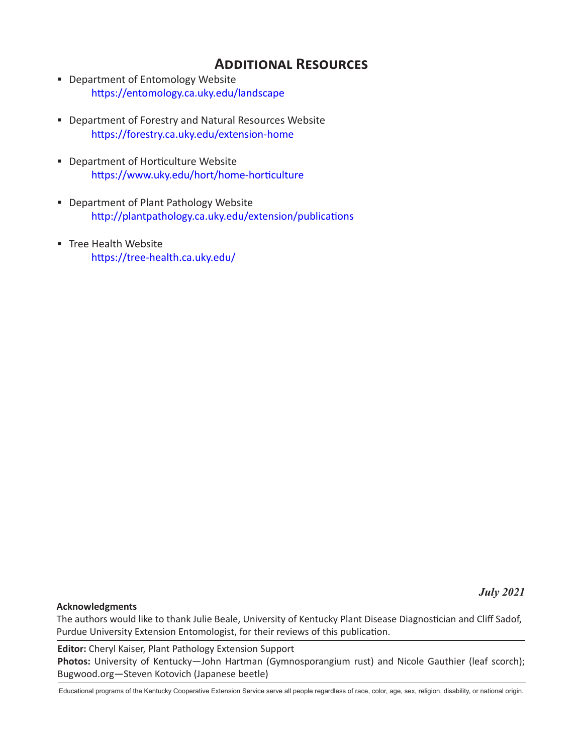## Additional Resources

- Department of Entomology Website
  https://entomology.ca.uky.edu/landscape
- Department of Forestry and Natural Resources Website
  https://forestry.ca.uky.edu/extension-home
- Department of Horticulture Website
  https://www.uky.edu/hort/home-horticulture
- Department of Plant Pathology Website
  http://plantpathology.ca.uky.edu/extension/publications
- Tree Health Website
  https://tree-health.ca.uky.edu/

***July 2021***

**Acknowledgments**

The authors would like to thank Julie Beale, University of Kentucky Plant Disease Diagnostician and Cliff Sadof, Purdue University Extension Entomologist, for their reviews of this publication.

**Editor:** Cheryl Kaiser, Plant Pathology Extension Support

**Photos:** University of Kentucky—John Hartman (Gymnosporangium rust) and Nicole Gauthier (leaf scorch); Bugwood.org—Steven Kotovich (Japanese beetle)

Educational programs of the Kentucky Cooperative Extension Service serve all people regardless of race, color, age, sex, religion, disability, or national origin.